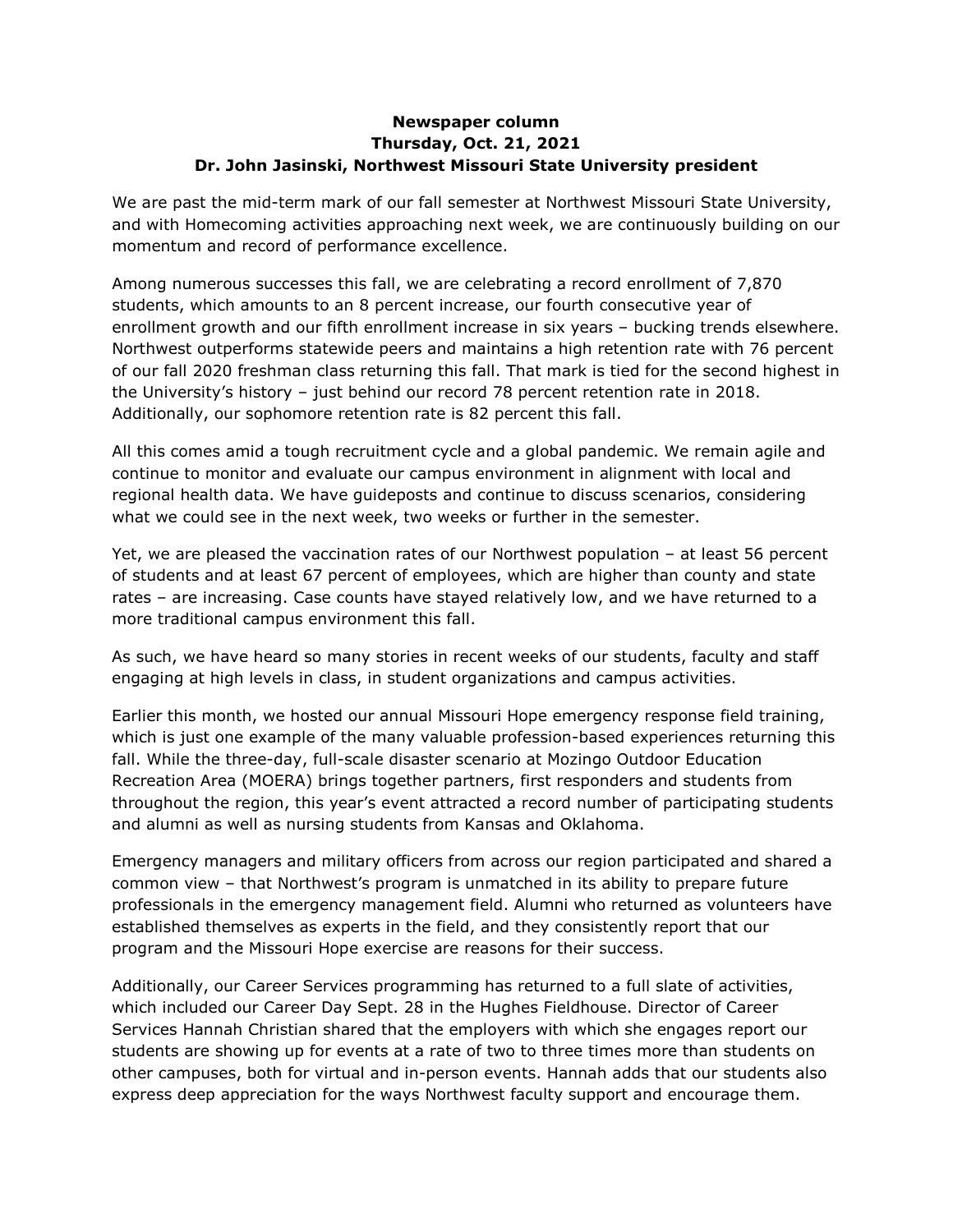**Newspaper column**
**Thursday, Oct. 21, 2021**
**Dr. John Jasinski, Northwest Missouri State University president**

We are past the mid-term mark of our fall semester at Northwest Missouri State University, and with Homecoming activities approaching next week, we are continuously building on our momentum and record of performance excellence.

Among numerous successes this fall, we are celebrating a record enrollment of 7,870 students, which amounts to an 8 percent increase, our fourth consecutive year of enrollment growth and our fifth enrollment increase in six years – bucking trends elsewhere. Northwest outperforms statewide peers and maintains a high retention rate with 76 percent of our fall 2020 freshman class returning this fall. That mark is tied for the second highest in the University's history – just behind our record 78 percent retention rate in 2018. Additionally, our sophomore retention rate is 82 percent this fall.

All this comes amid a tough recruitment cycle and a global pandemic. We remain agile and continue to monitor and evaluate our campus environment in alignment with local and regional health data. We have guideposts and continue to discuss scenarios, considering what we could see in the next week, two weeks or further in the semester.

Yet, we are pleased the vaccination rates of our Northwest population – at least 56 percent of students and at least 67 percent of employees, which are higher than county and state rates – are increasing. Case counts have stayed relatively low, and we have returned to a more traditional campus environment this fall.

As such, we have heard so many stories in recent weeks of our students, faculty and staff engaging at high levels in class, in student organizations and campus activities.

Earlier this month, we hosted our annual Missouri Hope emergency response field training, which is just one example of the many valuable profession-based experiences returning this fall. While the three-day, full-scale disaster scenario at Mozingo Outdoor Education Recreation Area (MOERA) brings together partners, first responders and students from throughout the region, this year's event attracted a record number of participating students and alumni as well as nursing students from Kansas and Oklahoma.

Emergency managers and military officers from across our region participated and shared a common view – that Northwest's program is unmatched in its ability to prepare future professionals in the emergency management field. Alumni who returned as volunteers have established themselves as experts in the field, and they consistently report that our program and the Missouri Hope exercise are reasons for their success.

Additionally, our Career Services programming has returned to a full slate of activities, which included our Career Day Sept. 28 in the Hughes Fieldhouse. Director of Career Services Hannah Christian shared that the employers with which she engages report our students are showing up for events at a rate of two to three times more than students on other campuses, both for virtual and in-person events. Hannah adds that our students also express deep appreciation for the ways Northwest faculty support and encourage them.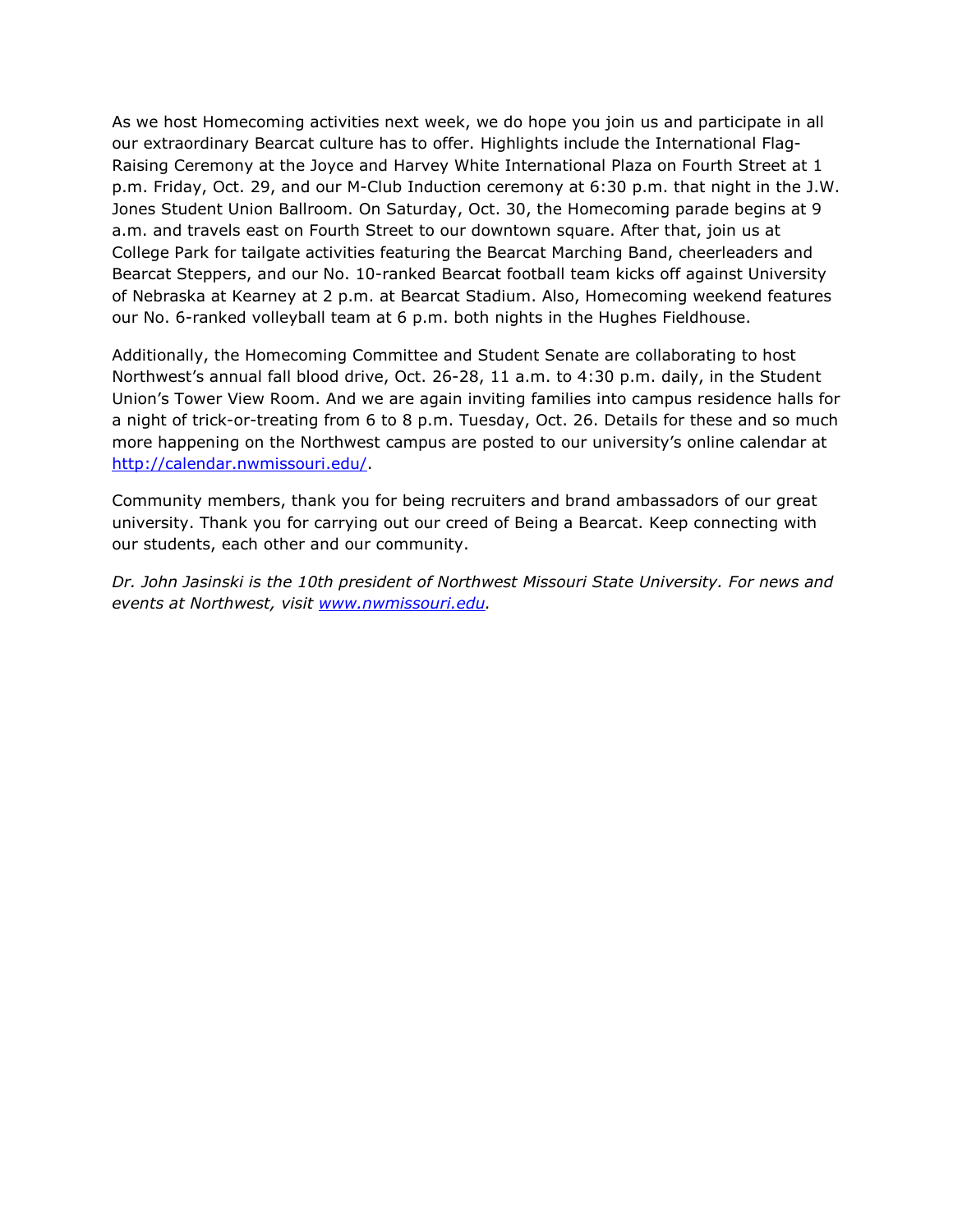As we host Homecoming activities next week, we do hope you join us and participate in all our extraordinary Bearcat culture has to offer. Highlights include the International Flag-Raising Ceremony at the Joyce and Harvey White International Plaza on Fourth Street at 1 p.m. Friday, Oct. 29, and our M-Club Induction ceremony at 6:30 p.m. that night in the J.W. Jones Student Union Ballroom. On Saturday, Oct. 30, the Homecoming parade begins at 9 a.m. and travels east on Fourth Street to our downtown square. After that, join us at College Park for tailgate activities featuring the Bearcat Marching Band, cheerleaders and Bearcat Steppers, and our No. 10-ranked Bearcat football team kicks off against University of Nebraska at Kearney at 2 p.m. at Bearcat Stadium. Also, Homecoming weekend features our No. 6-ranked volleyball team at 6 p.m. both nights in the Hughes Fieldhouse.

Additionally, the Homecoming Committee and Student Senate are collaborating to host Northwest's annual fall blood drive, Oct. 26-28, 11 a.m. to 4:30 p.m. daily, in the Student Union's Tower View Room. And we are again inviting families into campus residence halls for a night of trick-or-treating from 6 to 8 p.m. Tuesday, Oct. 26. Details for these and so much more happening on the Northwest campus are posted to our university's online calendar at [http://calendar.nwmissouri.edu/](http://calendar.nwmissouri.edu/).

Community members, thank you for being recruiters and brand ambassadors of our great university. Thank you for carrying out our creed of Being a Bearcat. Keep connecting with our students, each other and our community.

*Dr. John Jasinski is the 10th president of Northwest Missouri State University. For news and events at Northwest, visit [www.nwmissouri.edu](http://www.nwmissouri.edu).*